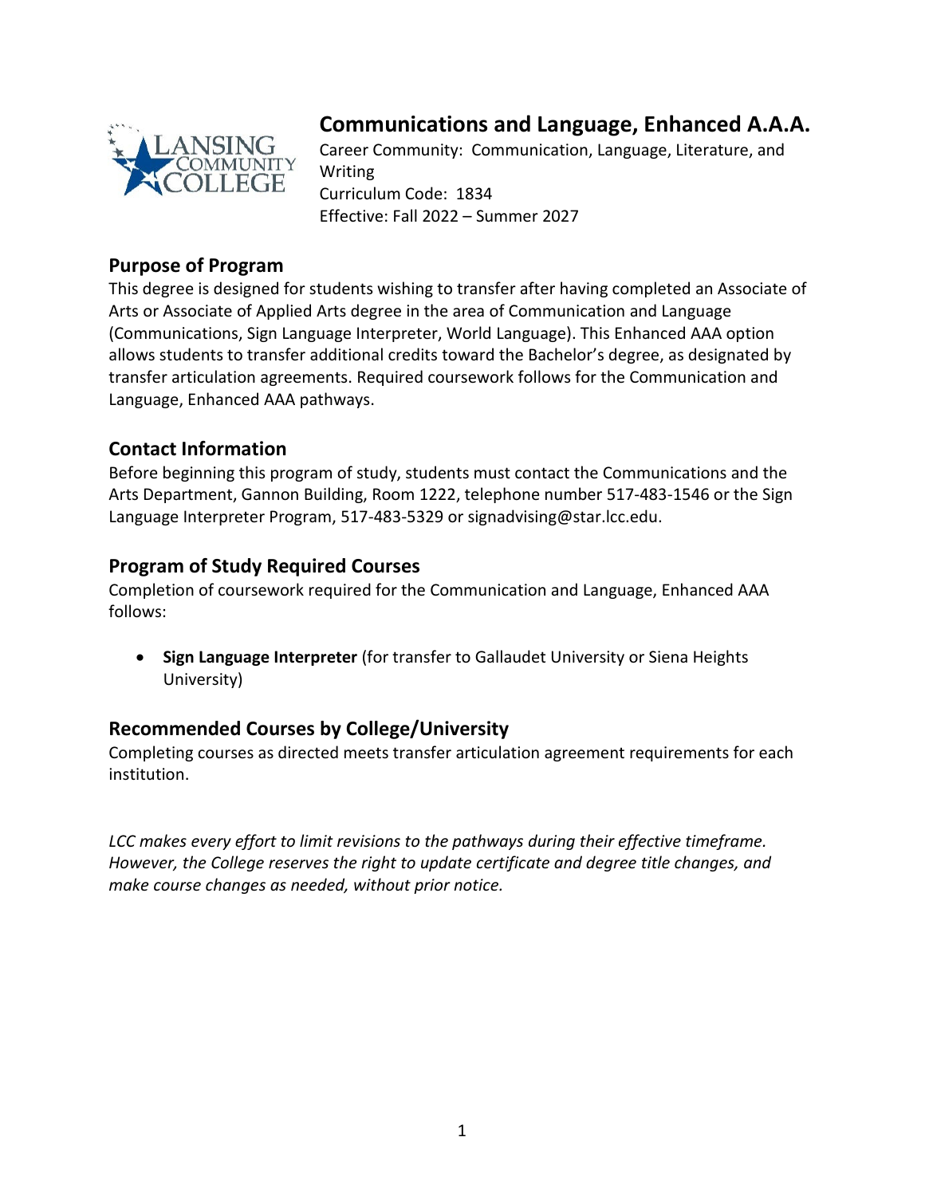# Communications and Language, Enhanced A.A.A.

Career Community: Communication, Language, Literature, and Writing
Curriculum Code: 1834
Effective: Fall 2022 – Summer 2027

## Purpose of Program

This degree is designed for students wishing to transfer after having completed an Associate of Arts or Associate of Applied Arts degree in the area of Communication and Language (Communications, Sign Language Interpreter, World Language). This Enhanced AAA option allows students to transfer additional credits toward the Bachelor's degree, as designated by transfer articulation agreements. Required coursework follows for the Communication and Language, Enhanced AAA pathways.

## Contact Information

Before beginning this program of study, students must contact the Communications and the Arts Department, Gannon Building, Room 1222, telephone number 517-483-1546 or the Sign Language Interpreter Program, 517-483-5329 or signadvising@star.lcc.edu.

## Program of Study Required Courses

Completion of coursework required for the Communication and Language, Enhanced AAA follows:

- **Sign Language Interpreter** (for transfer to Gallaudet University or Siena Heights University)

## Recommended Courses by College/University

Completing courses as directed meets transfer articulation agreement requirements for each institution.

*LCC makes every effort to limit revisions to the pathways during their effective timeframe. However, the College reserves the right to update certificate and degree title changes, and make course changes as needed, without prior notice.*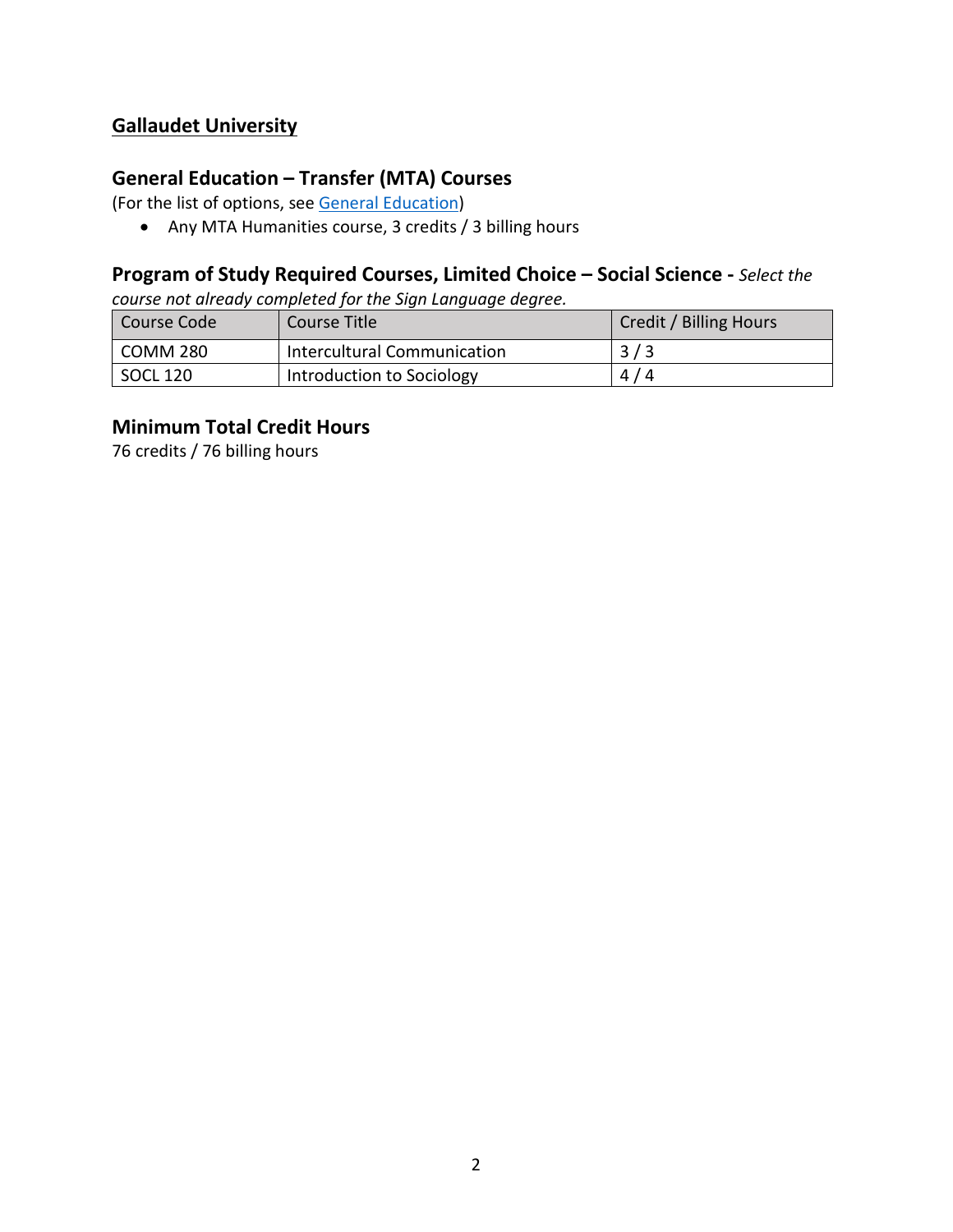## Gallaudet University

### General Education – Transfer (MTA) Courses

(For the list of options, see [General Education])

- Any MTA Humanities course, 3 credits / 3 billing hours

### Program of Study Required Courses, Limited Choice – Social Science - *Select the course not already completed for the Sign Language degree.*

| Course Code | Course Title | Credit / Billing Hours |
| --- | --- | --- |
| COMM 280 | Intercultural Communication | 3 / 3 |
| SOCL 120 | Introduction to Sociology | 4 / 4 |

### Minimum Total Credit Hours

76 credits / 76 billing hours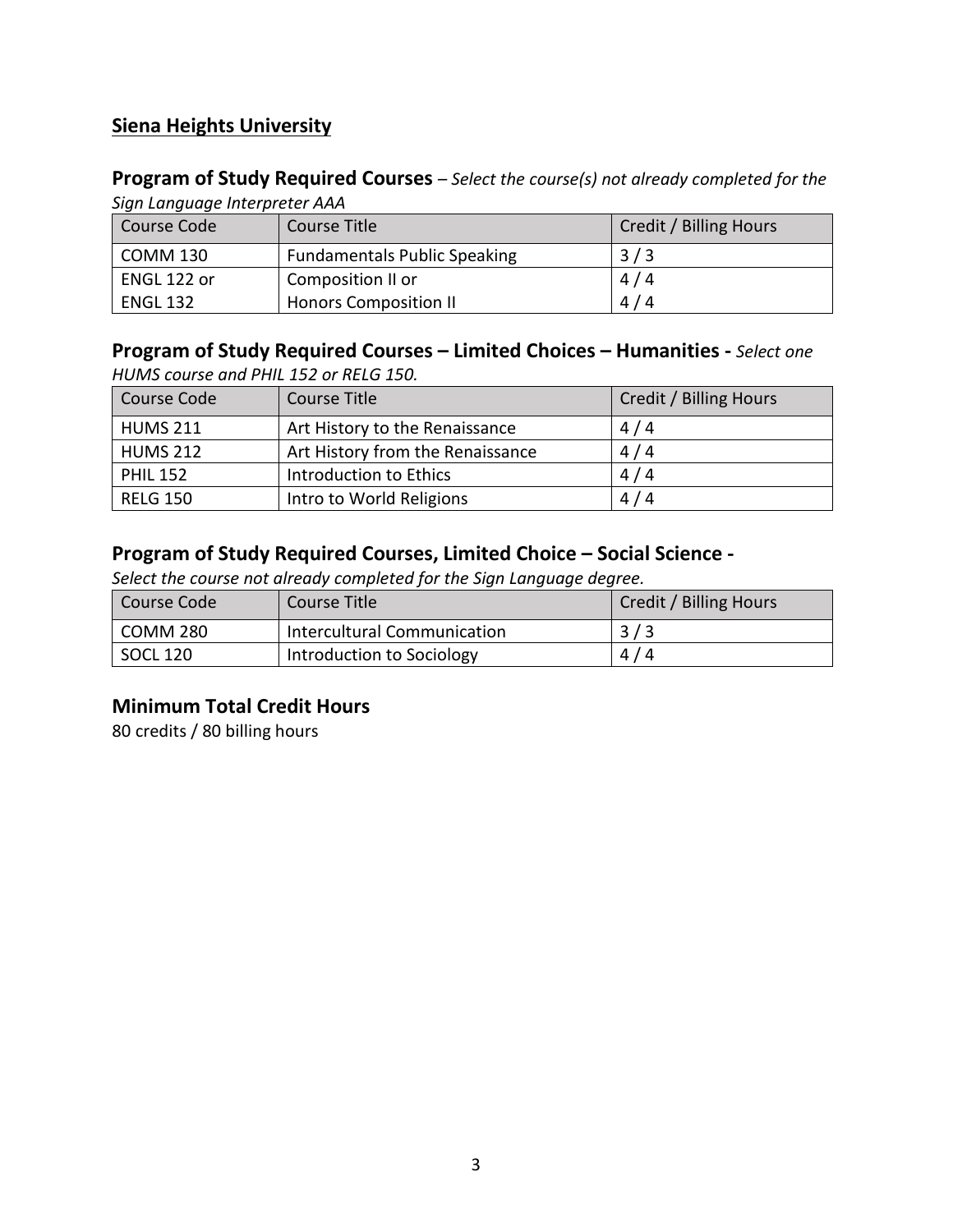## Siena Heights University

### Program of Study Required Courses – *Select the course(s) not already completed for the Sign Language Interpreter AAA*

| Course Code | Course Title | Credit / Billing Hours |
|---|---|---|
| COMM 130 | Fundamentals Public Speaking | 3 / 3 |
| ENGL 122 or<br>ENGL 132 | Composition II or<br>Honors Composition II | 4 / 4<br>4 / 4 |

### Program of Study Required Courses – Limited Choices – Humanities - *Select one HUMS course and PHIL 152 or RELG 150.*

| Course Code | Course Title | Credit / Billing Hours |
|---|---|---|
| HUMS 211 | Art History to the Renaissance | 4 / 4 |
| HUMS 212 | Art History from the Renaissance | 4 / 4 |
| PHIL 152 | Introduction to Ethics | 4 / 4 |
| RELG 150 | Intro to World Religions | 4 / 4 |

### Program of Study Required Courses, Limited Choice – Social Science -

*Select the course not already completed for the Sign Language degree.*

| Course Code | Course Title | Credit / Billing Hours |
|---|---|---|
| COMM 280 | Intercultural Communication | 3 / 3 |
| SOCL 120 | Introduction to Sociology | 4 / 4 |

### Minimum Total Credit Hours

80 credits / 80 billing hours